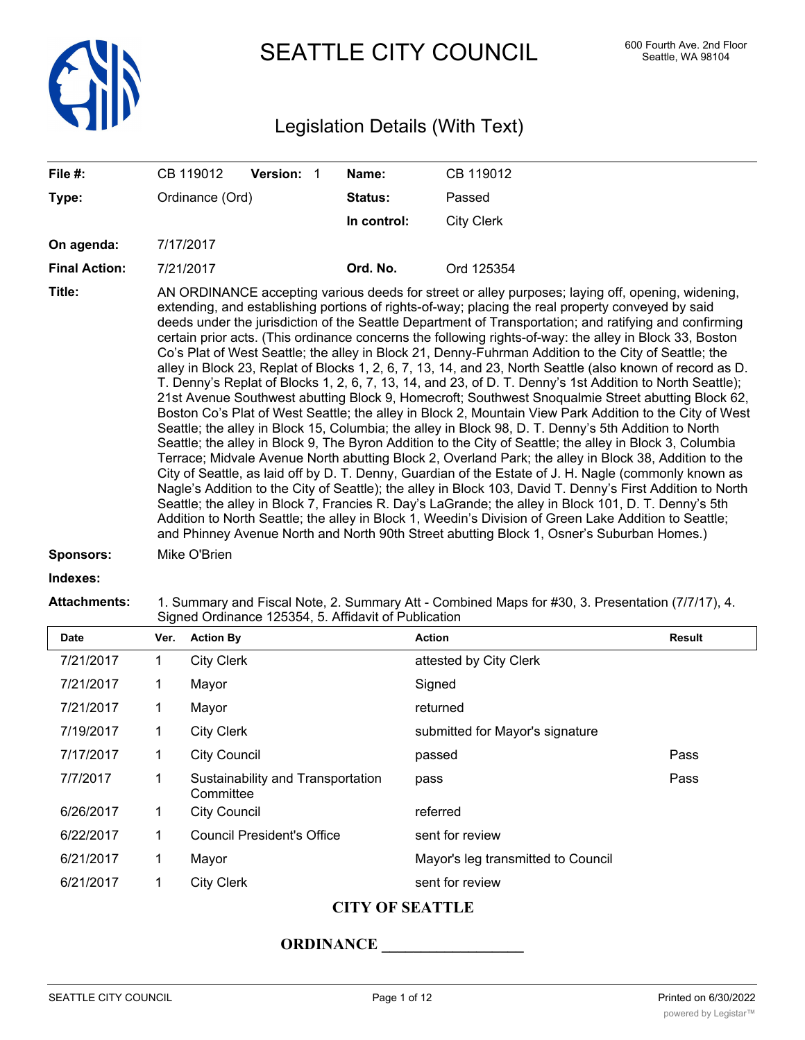# SEATTLE CITY COUNCIL

600 Fourth Ave. 2nd Floor
Seattle, WA 98104

## Legislation Details (With Text)

| | | | | |
|---|---|---|---|---|
| **File #:** | CB 119012 | **Version:** 1 | **Name:** | CB 119012 |
| **Type:** | Ordinance (Ord) | | **Status:** | Passed |
| | | | **In control:** | City Clerk |
| **On agenda:** | 7/17/2017 | | | |
| **Final Action:** | 7/21/2017 | | **Ord. No.** | Ord 125354 |

**Title:** AN ORDINANCE accepting various deeds for street or alley purposes; laying off, opening, widening, extending, and establishing portions of rights-of-way; placing the real property conveyed by said deeds under the jurisdiction of the Seattle Department of Transportation; and ratifying and confirming certain prior acts. (This ordinance concerns the following rights-of-way: the alley in Block 33, Boston Co's Plat of West Seattle; the alley in Block 21, Denny-Fuhrman Addition to the City of Seattle; the alley in Block 23, Replat of Blocks 1, 2, 6, 7, 13, 14, and 23, North Seattle (also known of record as D. T. Denny's Replat of Blocks 1, 2, 6, 7, 13, 14, and 23, of D. T. Denny's 1st Addition to North Seattle); 21st Avenue Southwest abutting Block 9, Homecroft; Southwest Snoqualmie Street abutting Block 62, Boston Co's Plat of West Seattle; the alley in Block 2, Mountain View Park Addition to the City of West Seattle; the alley in Block 15, Columbia; the alley in Block 98, D. T. Denny's 5th Addition to North Seattle; the alley in Block 9, The Byron Addition to the City of Seattle; the alley in Block 3, Columbia Terrace; Midvale Avenue North abutting Block 2, Overland Park; the alley in Block 38, Addition to the City of Seattle, as laid off by D. T. Denny, Guardian of the Estate of J. H. Nagle (commonly known as Nagle's Addition to the City of Seattle); the alley in Block 103, David T. Denny's First Addition to North Seattle; the alley in Block 7, Francies R. Day's LaGrande; the alley in Block 101, D. T. Denny's 5th Addition to North Seattle; the alley in Block 1, Weedin's Division of Green Lake Addition to Seattle; and Phinney Avenue North and North 90th Street abutting Block 1, Osner's Suburban Homes.)

**Sponsors:** Mike O'Brien

**Indexes:**

**Attachments:** 1. Summary and Fiscal Note, 2. Summary Att - Combined Maps for #30, 3. Presentation (7/7/17), 4. Signed Ordinance 125354, 5. Affidavit of Publication

| Date | Ver. | Action By | Action | Result |
|---|---|---|---|---|
| 7/21/2017 | 1 | City Clerk | attested by City Clerk | |
| 7/21/2017 | 1 | Mayor | Signed | |
| 7/21/2017 | 1 | Mayor | returned | |
| 7/19/2017 | 1 | City Clerk | submitted for Mayor's signature | |
| 7/17/2017 | 1 | City Council | passed | Pass |
| 7/7/2017 | 1 | Sustainability and Transportation Committee | pass | Pass |
| 6/26/2017 | 1 | City Council | referred | |
| 6/22/2017 | 1 | Council President's Office | sent for review | |
| 6/21/2017 | 1 | Mayor | Mayor's leg transmitted to Council | |
| 6/21/2017 | 1 | City Clerk | sent for review | |

**CITY OF SEATTLE**

**ORDINANCE __________________**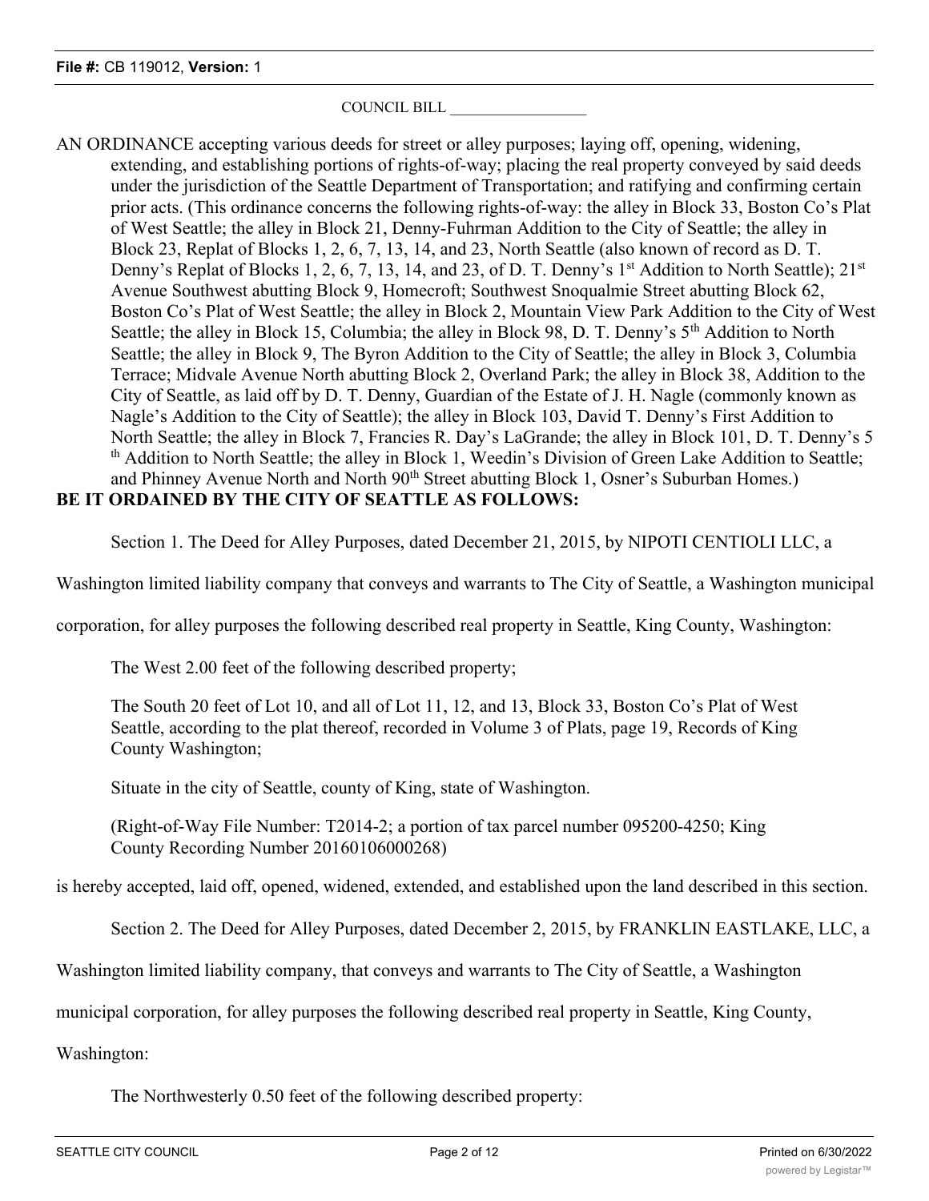COUNCIL BILL ___________________

AN ORDINANCE accepting various deeds for street or alley purposes; laying off, opening, widening, extending, and establishing portions of rights-of-way; placing the real property conveyed by said deeds under the jurisdiction of the Seattle Department of Transportation; and ratifying and confirming certain prior acts. (This ordinance concerns the following rights-of-way: the alley in Block 33, Boston Co's Plat of West Seattle; the alley in Block 21, Denny-Fuhrman Addition to the City of Seattle; the alley in Block 23, Replat of Blocks 1, 2, 6, 7, 13, 14, and 23, North Seattle (also known of record as D. T. Denny's Replat of Blocks 1, 2, 6, 7, 13, 14, and 23, of D. T. Denny's 1st Addition to North Seattle); 21st Avenue Southwest abutting Block 9, Homecroft; Southwest Snoqualmie Street abutting Block 62, Boston Co's Plat of West Seattle; the alley in Block 2, Mountain View Park Addition to the City of West Seattle; the alley in Block 15, Columbia; the alley in Block 98, D. T. Denny's 5th Addition to North Seattle; the alley in Block 9, The Byron Addition to the City of Seattle; the alley in Block 3, Columbia Terrace; Midvale Avenue North abutting Block 2, Overland Park; the alley in Block 38, Addition to the City of Seattle, as laid off by D. T. Denny, Guardian of the Estate of J. H. Nagle (commonly known as Nagle's Addition to the City of Seattle); the alley in Block 103, David T. Denny's First Addition to North Seattle; the alley in Block 7, Francies R. Day's LaGrande; the alley in Block 101, D. T. Denny's 5th Addition to North Seattle; the alley in Block 1, Weedin's Division of Green Lake Addition to Seattle; and Phinney Avenue North and North 90th Street abutting Block 1, Osner's Suburban Homes.)

**BE IT ORDAINED BY THE CITY OF SEATTLE AS FOLLOWS:**

Section 1. The Deed for Alley Purposes, dated December 21, 2015, by NIPOTI CENTIOLI LLC, a Washington limited liability company that conveys and warrants to The City of Seattle, a Washington municipal corporation, for alley purposes the following described real property in Seattle, King County, Washington:

The West 2.00 feet of the following described property;

The South 20 feet of Lot 10, and all of Lot 11, 12, and 13, Block 33, Boston Co's Plat of West Seattle, according to the plat thereof, recorded in Volume 3 of Plats, page 19, Records of King County Washington;

Situate in the city of Seattle, county of King, state of Washington.

(Right-of-Way File Number: T2014-2; a portion of tax parcel number 095200-4250; King County Recording Number 20160106000268)

is hereby accepted, laid off, opened, widened, extended, and established upon the land described in this section.

Section 2. The Deed for Alley Purposes, dated December 2, 2015, by FRANKLIN EASTLAKE, LLC, a Washington limited liability company, that conveys and warrants to The City of Seattle, a Washington municipal corporation, for alley purposes the following described real property in Seattle, King County, Washington:

The Northwesterly 0.50 feet of the following described property: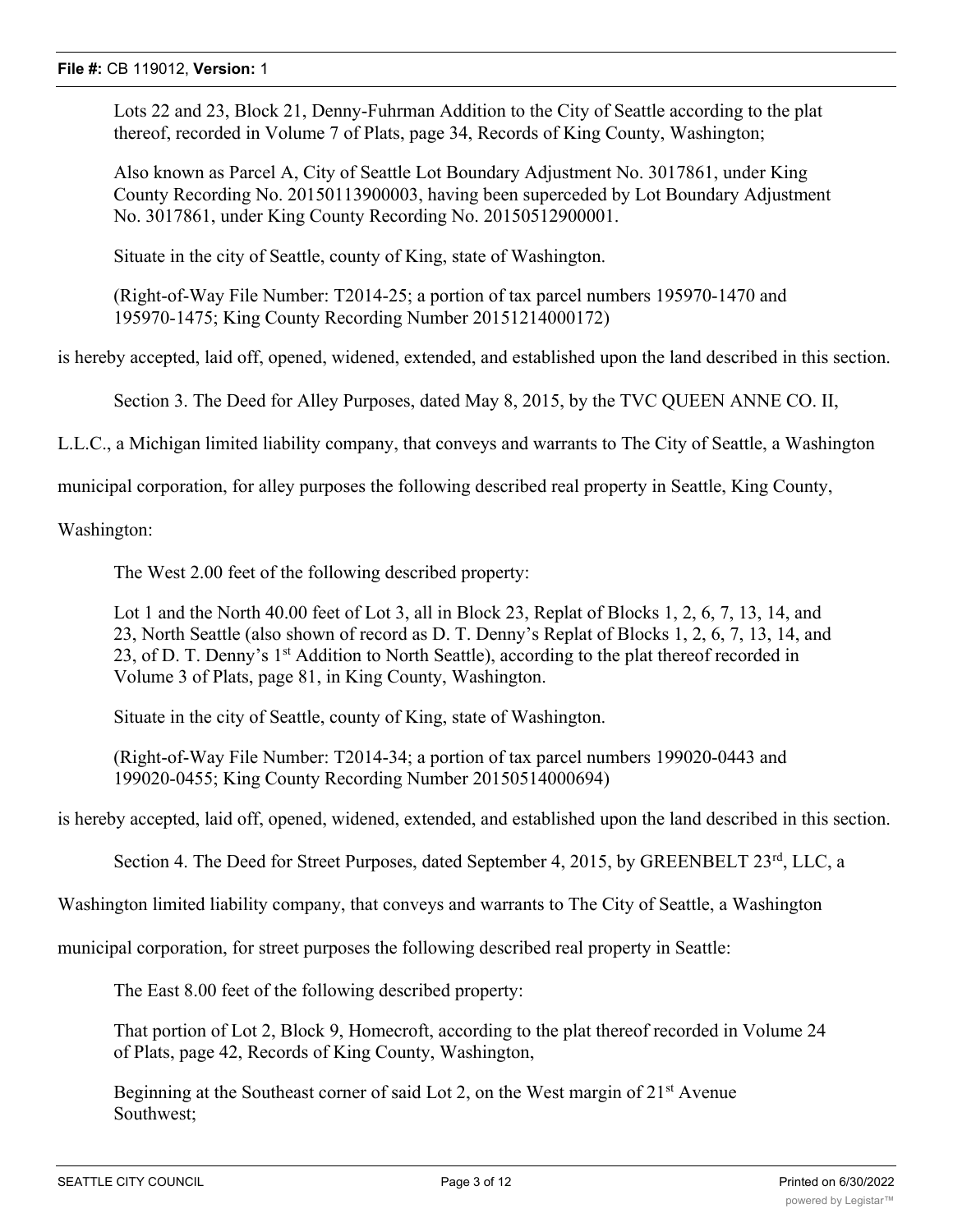Lots 22 and 23, Block 21, Denny-Fuhrman Addition to the City of Seattle according to the plat thereof, recorded in Volume 7 of Plats, page 34, Records of King County, Washington;

Also known as Parcel A, City of Seattle Lot Boundary Adjustment No. 3017861, under King County Recording No. 20150113900003, having been superceded by Lot Boundary Adjustment No. 3017861, under King County Recording No. 20150512900001.

Situate in the city of Seattle, county of King, state of Washington.

(Right-of-Way File Number: T2014-25; a portion of tax parcel numbers 195970-1470 and 195970-1475; King County Recording Number 20151214000172)

is hereby accepted, laid off, opened, widened, extended, and established upon the land described in this section.

Section 3. The Deed for Alley Purposes, dated May 8, 2015, by the TVC QUEEN ANNE CO. II, L.L.C., a Michigan limited liability company, that conveys and warrants to The City of Seattle, a Washington municipal corporation, for alley purposes the following described real property in Seattle, King County, Washington:

The West 2.00 feet of the following described property:

Lot 1 and the North 40.00 feet of Lot 3, all in Block 23, Replat of Blocks 1, 2, 6, 7, 13, 14, and 23, North Seattle (also shown of record as D. T. Denny's Replat of Blocks 1, 2, 6, 7, 13, 14, and 23, of D. T. Denny's 1st Addition to North Seattle), according to the plat thereof recorded in Volume 3 of Plats, page 81, in King County, Washington.

Situate in the city of Seattle, county of King, state of Washington.

(Right-of-Way File Number: T2014-34; a portion of tax parcel numbers 199020-0443 and 199020-0455; King County Recording Number 20150514000694)

is hereby accepted, laid off, opened, widened, extended, and established upon the land described in this section.

Section 4. The Deed for Street Purposes, dated September 4, 2015, by GREENBELT 23rd, LLC, a Washington limited liability company, that conveys and warrants to The City of Seattle, a Washington municipal corporation, for street purposes the following described real property in Seattle:

The East 8.00 feet of the following described property:

That portion of Lot 2, Block 9, Homecroft, according to the plat thereof recorded in Volume 24 of Plats, page 42, Records of King County, Washington,

Beginning at the Southeast corner of said Lot 2, on the West margin of 21st Avenue Southwest;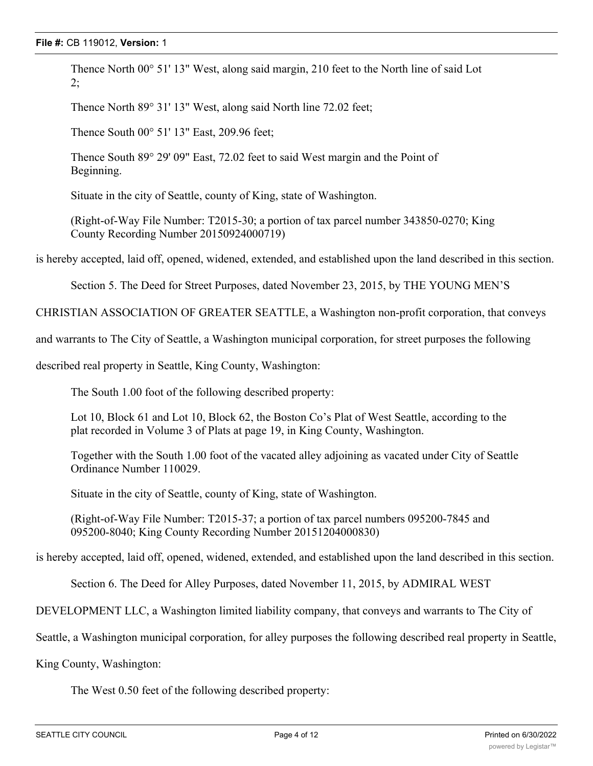Thence North 00° 51' 13" West, along said margin, 210 feet to the North line of said Lot 2;

Thence North 89° 31' 13" West, along said North line 72.02 feet;

Thence South 00° 51' 13" East, 209.96 feet;

Thence South 89° 29' 09" East, 72.02 feet to said West margin and the Point of Beginning.

Situate in the city of Seattle, county of King, state of Washington.

(Right-of-Way File Number: T2015-30; a portion of tax parcel number 343850-0270; King County Recording Number 20150924000719)

is hereby accepted, laid off, opened, widened, extended, and established upon the land described in this section.

Section 5. The Deed for Street Purposes, dated November 23, 2015, by THE YOUNG MEN'S CHRISTIAN ASSOCIATION OF GREATER SEATTLE, a Washington non-profit corporation, that conveys and warrants to The City of Seattle, a Washington municipal corporation, for street purposes the following described real property in Seattle, King County, Washington:

The South 1.00 foot of the following described property:

Lot 10, Block 61 and Lot 10, Block 62, the Boston Co's Plat of West Seattle, according to the plat recorded in Volume 3 of Plats at page 19, in King County, Washington.

Together with the South 1.00 foot of the vacated alley adjoining as vacated under City of Seattle Ordinance Number 110029.

Situate in the city of Seattle, county of King, state of Washington.

(Right-of-Way File Number: T2015-37; a portion of tax parcel numbers 095200-7845 and 095200-8040; King County Recording Number 20151204000830)

is hereby accepted, laid off, opened, widened, extended, and established upon the land described in this section.

Section 6. The Deed for Alley Purposes, dated November 11, 2015, by ADMIRAL WEST DEVELOPMENT LLC, a Washington limited liability company, that conveys and warrants to The City of Seattle, a Washington municipal corporation, for alley purposes the following described real property in Seattle, King County, Washington:

The West 0.50 feet of the following described property: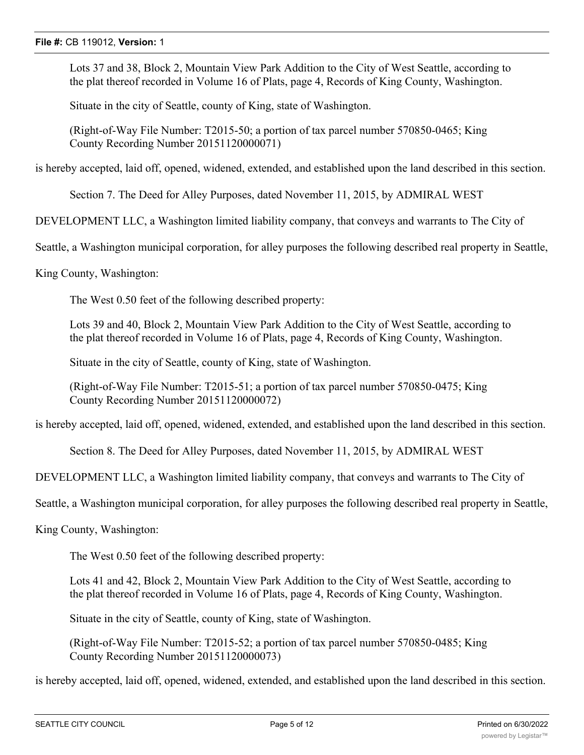Lots 37 and 38, Block 2, Mountain View Park Addition to the City of West Seattle, according to the plat thereof recorded in Volume 16 of Plats, page 4, Records of King County, Washington.

Situate in the city of Seattle, county of King, state of Washington.

(Right-of-Way File Number: T2015-50; a portion of tax parcel number 570850-0465; King County Recording Number 20151120000071)

is hereby accepted, laid off, opened, widened, extended, and established upon the land described in this section.

Section 7. The Deed for Alley Purposes, dated November 11, 2015, by ADMIRAL WEST DEVELOPMENT LLC, a Washington limited liability company, that conveys and warrants to The City of Seattle, a Washington municipal corporation, for alley purposes the following described real property in Seattle, King County, Washington:

The West 0.50 feet of the following described property:

Lots 39 and 40, Block 2, Mountain View Park Addition to the City of West Seattle, according to the plat thereof recorded in Volume 16 of Plats, page 4, Records of King County, Washington.

Situate in the city of Seattle, county of King, state of Washington.

(Right-of-Way File Number: T2015-51; a portion of tax parcel number 570850-0475; King County Recording Number 20151120000072)

is hereby accepted, laid off, opened, widened, extended, and established upon the land described in this section.

Section 8. The Deed for Alley Purposes, dated November 11, 2015, by ADMIRAL WEST DEVELOPMENT LLC, a Washington limited liability company, that conveys and warrants to The City of Seattle, a Washington municipal corporation, for alley purposes the following described real property in Seattle, King County, Washington:

The West 0.50 feet of the following described property:

Lots 41 and 42, Block 2, Mountain View Park Addition to the City of West Seattle, according to the plat thereof recorded in Volume 16 of Plats, page 4, Records of King County, Washington.

Situate in the city of Seattle, county of King, state of Washington.

(Right-of-Way File Number: T2015-52; a portion of tax parcel number 570850-0485; King County Recording Number 20151120000073)

is hereby accepted, laid off, opened, widened, extended, and established upon the land described in this section.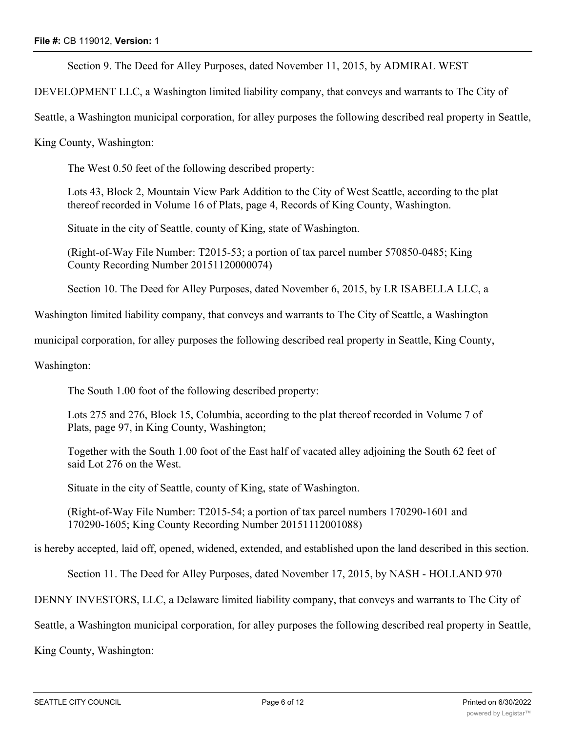Section 9. The Deed for Alley Purposes, dated November 11, 2015, by ADMIRAL WEST DEVELOPMENT LLC, a Washington limited liability company, that conveys and warrants to The City of Seattle, a Washington municipal corporation, for alley purposes the following described real property in Seattle, King County, Washington:

The West 0.50 feet of the following described property:

Lots 43, Block 2, Mountain View Park Addition to the City of West Seattle, according to the plat thereof recorded in Volume 16 of Plats, page 4, Records of King County, Washington.

Situate in the city of Seattle, county of King, state of Washington.

(Right-of-Way File Number: T2015-53; a portion of tax parcel number 570850-0485; King County Recording Number 20151120000074)

Section 10. The Deed for Alley Purposes, dated November 6, 2015, by LR ISABELLA LLC, a Washington limited liability company, that conveys and warrants to The City of Seattle, a Washington municipal corporation, for alley purposes the following described real property in Seattle, King County, Washington:

The South 1.00 foot of the following described property:

Lots 275 and 276, Block 15, Columbia, according to the plat thereof recorded in Volume 7 of Plats, page 97, in King County, Washington;

Together with the South 1.00 foot of the East half of vacated alley adjoining the South 62 feet of said Lot 276 on the West.

Situate in the city of Seattle, county of King, state of Washington.

(Right-of-Way File Number: T2015-54; a portion of tax parcel numbers 170290-1601 and 170290-1605; King County Recording Number 20151112001088)

is hereby accepted, laid off, opened, widened, extended, and established upon the land described in this section.

Section 11. The Deed for Alley Purposes, dated November 17, 2015, by NASH - HOLLAND 970 DENNY INVESTORS, LLC, a Delaware limited liability company, that conveys and warrants to The City of Seattle, a Washington municipal corporation, for alley purposes the following described real property in Seattle, King County, Washington: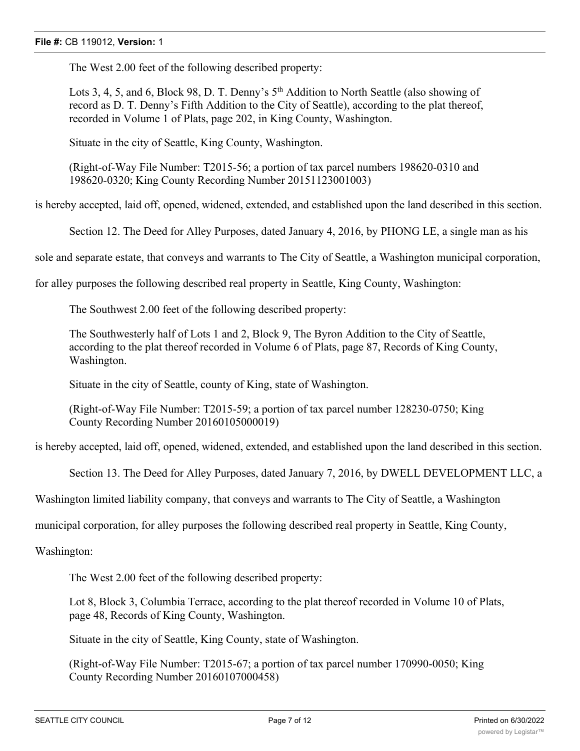The West 2.00 feet of the following described property:

Lots 3, 4, 5, and 6, Block 98, D. T. Denny's 5th Addition to North Seattle (also showing of record as D. T. Denny's Fifth Addition to the City of Seattle), according to the plat thereof, recorded in Volume 1 of Plats, page 202, in King County, Washington.

Situate in the city of Seattle, King County, Washington.

(Right-of-Way File Number: T2015-56; a portion of tax parcel numbers 198620-0310 and 198620-0320; King County Recording Number 20151123001003)

is hereby accepted, laid off, opened, widened, extended, and established upon the land described in this section.

Section 12. The Deed for Alley Purposes, dated January 4, 2016, by PHONG LE, a single man as his sole and separate estate, that conveys and warrants to The City of Seattle, a Washington municipal corporation, for alley purposes the following described real property in Seattle, King County, Washington:

The Southwest 2.00 feet of the following described property:

The Southwesterly half of Lots 1 and 2, Block 9, The Byron Addition to the City of Seattle, according to the plat thereof recorded in Volume 6 of Plats, page 87, Records of King County, Washington.

Situate in the city of Seattle, county of King, state of Washington.

(Right-of-Way File Number: T2015-59; a portion of tax parcel number 128230-0750; King County Recording Number 20160105000019)

is hereby accepted, laid off, opened, widened, extended, and established upon the land described in this section.

Section 13. The Deed for Alley Purposes, dated January 7, 2016, by DWELL DEVELOPMENT LLC, a Washington limited liability company, that conveys and warrants to The City of Seattle, a Washington municipal corporation, for alley purposes the following described real property in Seattle, King County, Washington:

The West 2.00 feet of the following described property:

Lot 8, Block 3, Columbia Terrace, according to the plat thereof recorded in Volume 10 of Plats, page 48, Records of King County, Washington.

Situate in the city of Seattle, King County, state of Washington.

(Right-of-Way File Number: T2015-67; a portion of tax parcel number 170990-0050; King County Recording Number 20160107000458)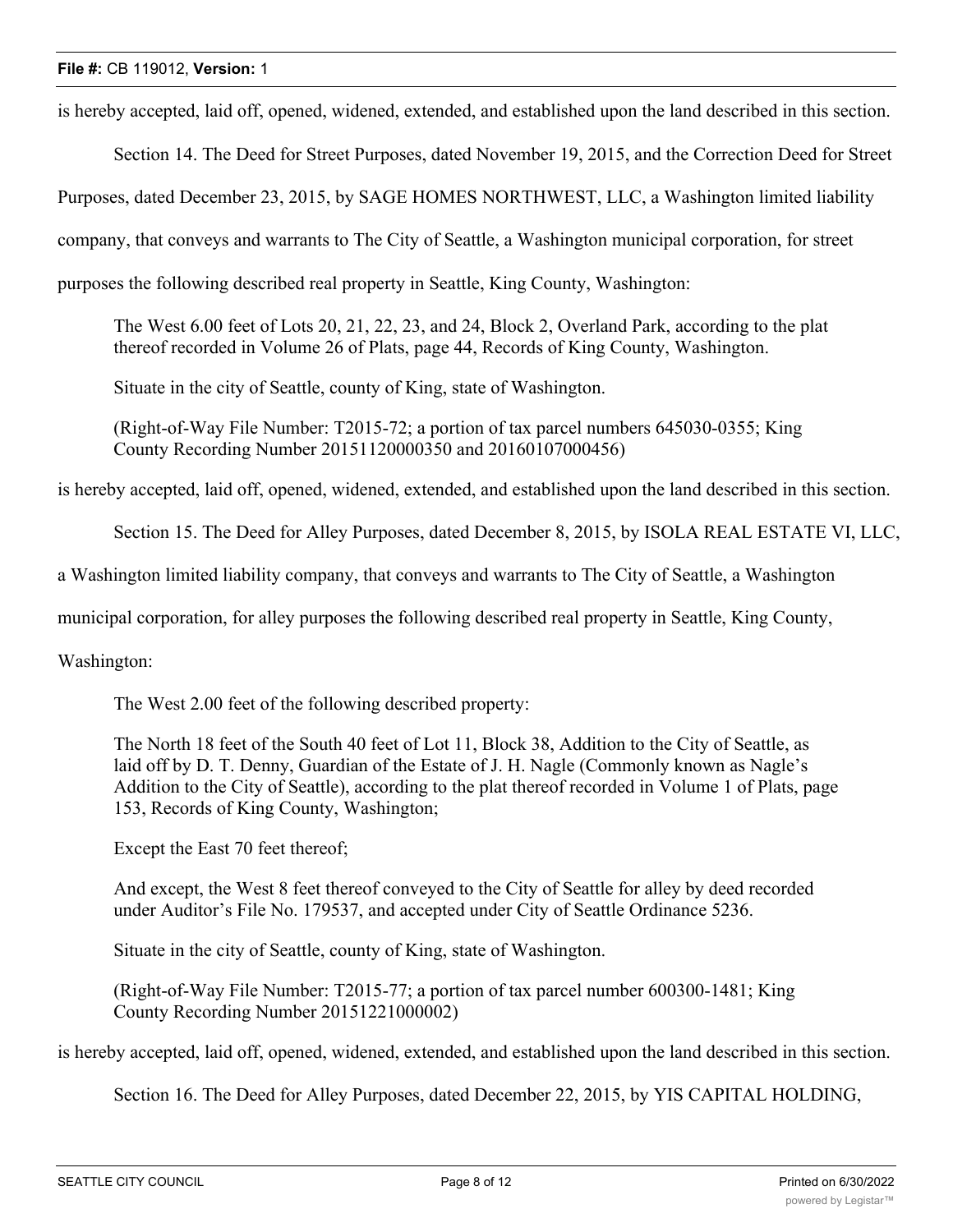is hereby accepted, laid off, opened, widened, extended, and established upon the land described in this section.

Section 14. The Deed for Street Purposes, dated November 19, 2015, and the Correction Deed for Street Purposes, dated December 23, 2015, by SAGE HOMES NORTHWEST, LLC, a Washington limited liability company, that conveys and warrants to The City of Seattle, a Washington municipal corporation, for street purposes the following described real property in Seattle, King County, Washington:

> The West 6.00 feet of Lots 20, 21, 22, 23, and 24, Block 2, Overland Park, according to the plat thereof recorded in Volume 26 of Plats, page 44, Records of King County, Washington.
>
> Situate in the city of Seattle, county of King, state of Washington.
>
> (Right-of-Way File Number: T2015-72; a portion of tax parcel numbers 645030-0355; King County Recording Number 20151120000350 and 20160107000456)

is hereby accepted, laid off, opened, widened, extended, and established upon the land described in this section.

Section 15. The Deed for Alley Purposes, dated December 8, 2015, by ISOLA REAL ESTATE VI, LLC, a Washington limited liability company, that conveys and warrants to The City of Seattle, a Washington municipal corporation, for alley purposes the following described real property in Seattle, King County, Washington:

> The West 2.00 feet of the following described property:
>
> The North 18 feet of the South 40 feet of Lot 11, Block 38, Addition to the City of Seattle, as laid off by D. T. Denny, Guardian of the Estate of J. H. Nagle (Commonly known as Nagle's Addition to the City of Seattle), according to the plat thereof recorded in Volume 1 of Plats, page 153, Records of King County, Washington;
>
> Except the East 70 feet thereof;
>
> And except, the West 8 feet thereof conveyed to the City of Seattle for alley by deed recorded under Auditor's File No. 179537, and accepted under City of Seattle Ordinance 5236.
>
> Situate in the city of Seattle, county of King, state of Washington.
>
> (Right-of-Way File Number: T2015-77; a portion of tax parcel number 600300-1481; King County Recording Number 20151221000002)

is hereby accepted, laid off, opened, widened, extended, and established upon the land described in this section.

Section 16. The Deed for Alley Purposes, dated December 22, 2015, by YIS CAPITAL HOLDING,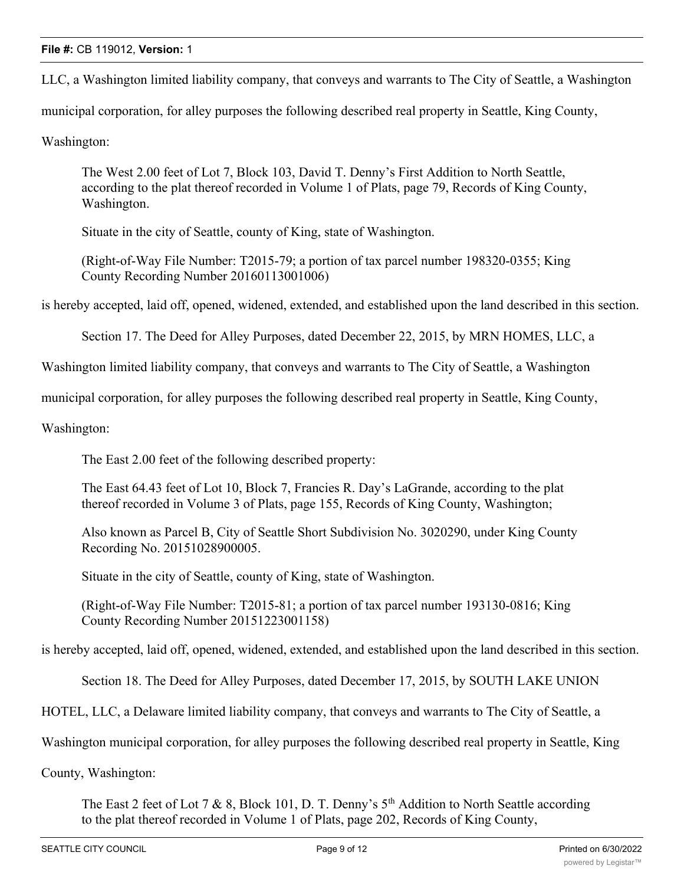LLC, a Washington limited liability company, that conveys and warrants to The City of Seattle, a Washington municipal corporation, for alley purposes the following described real property in Seattle, King County, Washington:

> The West 2.00 feet of Lot 7, Block 103, David T. Denny's First Addition to North Seattle, according to the plat thereof recorded in Volume 1 of Plats, page 79, Records of King County, Washington.
>
> Situate in the city of Seattle, county of King, state of Washington.
>
> (Right-of-Way File Number: T2015-79; a portion of tax parcel number 198320-0355; King County Recording Number 20160113001006)

is hereby accepted, laid off, opened, widened, extended, and established upon the land described in this section.

Section 17. The Deed for Alley Purposes, dated December 22, 2015, by MRN HOMES, LLC, a Washington limited liability company, that conveys and warrants to The City of Seattle, a Washington municipal corporation, for alley purposes the following described real property in Seattle, King County, Washington:

> The East 2.00 feet of the following described property:
>
> The East 64.43 feet of Lot 10, Block 7, Francies R. Day's LaGrande, according to the plat thereof recorded in Volume 3 of Plats, page 155, Records of King County, Washington;
>
> Also known as Parcel B, City of Seattle Short Subdivision No. 3020290, under King County Recording No. 20151028900005.
>
> Situate in the city of Seattle, county of King, state of Washington.
>
> (Right-of-Way File Number: T2015-81; a portion of tax parcel number 193130-0816; King County Recording Number 20151223001158)

is hereby accepted, laid off, opened, widened, extended, and established upon the land described in this section.

Section 18. The Deed for Alley Purposes, dated December 17, 2015, by SOUTH LAKE UNION HOTEL, LLC, a Delaware limited liability company, that conveys and warrants to The City of Seattle, a Washington municipal corporation, for alley purposes the following described real property in Seattle, King County, Washington:

> The East 2 feet of Lot 7 & 8, Block 101, D. T. Denny's 5th Addition to North Seattle according to the plat thereof recorded in Volume 1 of Plats, page 202, Records of King County,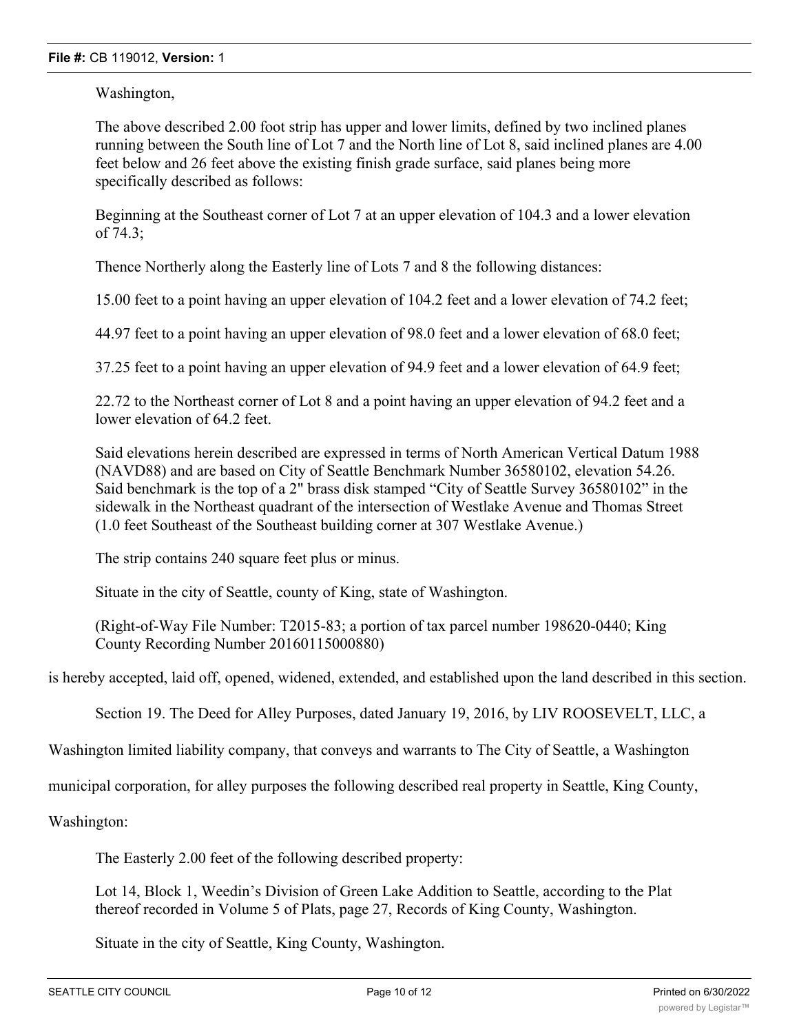Washington,

The above described 2.00 foot strip has upper and lower limits, defined by two inclined planes running between the South line of Lot 7 and the North line of Lot 8, said inclined planes are 4.00 feet below and 26 feet above the existing finish grade surface, said planes being more specifically described as follows:

Beginning at the Southeast corner of Lot 7 at an upper elevation of 104.3 and a lower elevation of 74.3;

Thence Northerly along the Easterly line of Lots 7 and 8 the following distances:

15.00 feet to a point having an upper elevation of 104.2 feet and a lower elevation of 74.2 feet;

44.97 feet to a point having an upper elevation of 98.0 feet and a lower elevation of 68.0 feet;

37.25 feet to a point having an upper elevation of 94.9 feet and a lower elevation of 64.9 feet;

22.72 to the Northeast corner of Lot 8 and a point having an upper elevation of 94.2 feet and a lower elevation of 64.2 feet.

Said elevations herein described are expressed in terms of North American Vertical Datum 1988 (NAVD88) and are based on City of Seattle Benchmark Number 36580102, elevation 54.26. Said benchmark is the top of a 2" brass disk stamped "City of Seattle Survey 36580102" in the sidewalk in the Northeast quadrant of the intersection of Westlake Avenue and Thomas Street (1.0 feet Southeast of the Southeast building corner at 307 Westlake Avenue.)

The strip contains 240 square feet plus or minus.

Situate in the city of Seattle, county of King, state of Washington.

(Right-of-Way File Number: T2015-83; a portion of tax parcel number 198620-0440; King County Recording Number 20160115000880)

is hereby accepted, laid off, opened, widened, extended, and established upon the land described in this section.

Section 19. The Deed for Alley Purposes, dated January 19, 2016, by LIV ROOSEVELT, LLC, a Washington limited liability company, that conveys and warrants to The City of Seattle, a Washington municipal corporation, for alley purposes the following described real property in Seattle, King County, Washington:

The Easterly 2.00 feet of the following described property:

Lot 14, Block 1, Weedin's Division of Green Lake Addition to Seattle, according to the Plat thereof recorded in Volume 5 of Plats, page 27, Records of King County, Washington.

Situate in the city of Seattle, King County, Washington.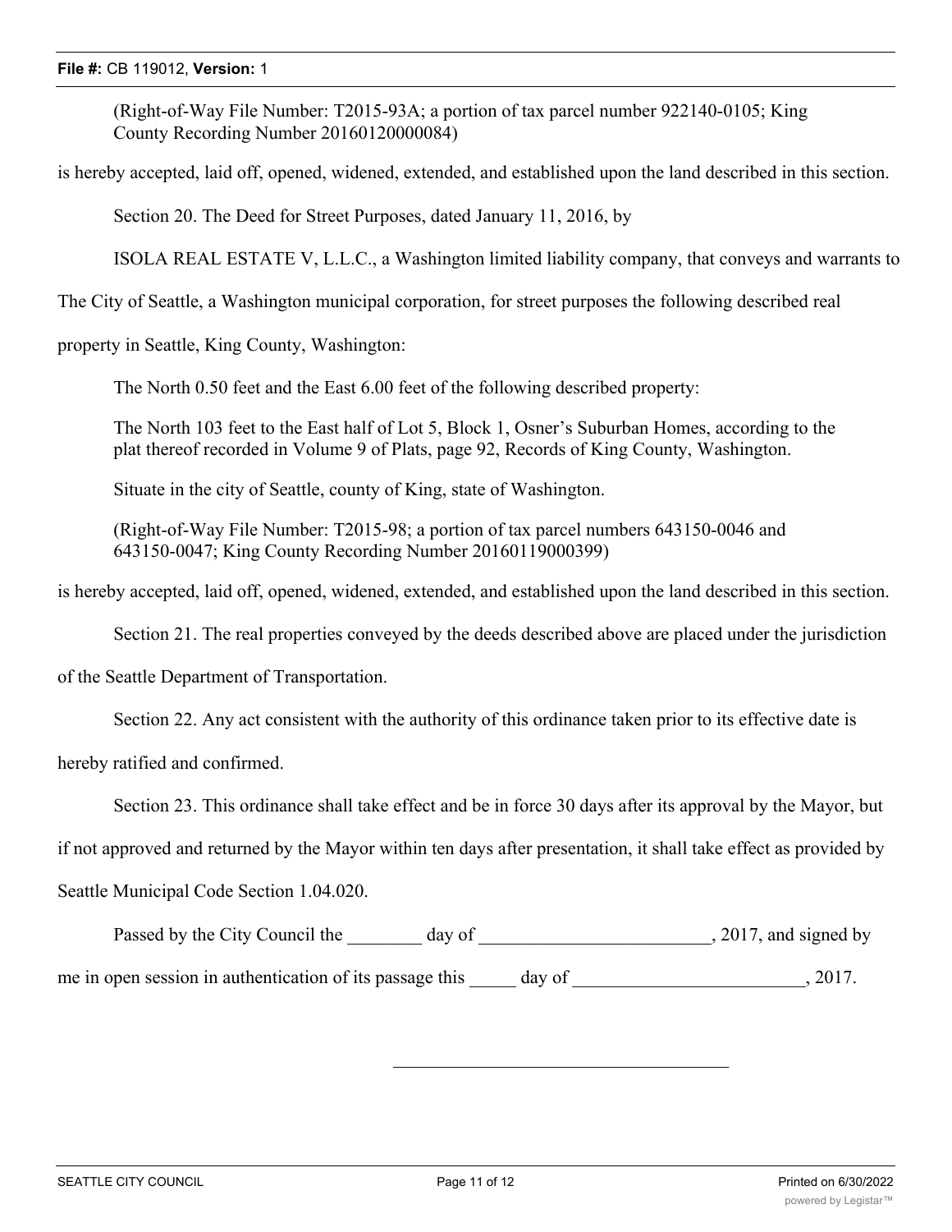(Right-of-Way File Number: T2015-93A; a portion of tax parcel number 922140-0105; King County Recording Number 20160120000084)

is hereby accepted, laid off, opened, widened, extended, and established upon the land described in this section.

Section 20. The Deed for Street Purposes, dated January 11, 2016, by

ISOLA REAL ESTATE V, L.L.C., a Washington limited liability company, that conveys and warrants to The City of Seattle, a Washington municipal corporation, for street purposes the following described real property in Seattle, King County, Washington:

The North 0.50 feet and the East 6.00 feet of the following described property:

The North 103 feet to the East half of Lot 5, Block 1, Osner's Suburban Homes, according to the plat thereof recorded in Volume 9 of Plats, page 92, Records of King County, Washington.

Situate in the city of Seattle, county of King, state of Washington.

(Right-of-Way File Number: T2015-98; a portion of tax parcel numbers 643150-0046 and 643150-0047; King County Recording Number 20160119000399)

is hereby accepted, laid off, opened, widened, extended, and established upon the land described in this section.

Section 21. The real properties conveyed by the deeds described above are placed under the jurisdiction of the Seattle Department of Transportation.

Section 22. Any act consistent with the authority of this ordinance taken prior to its effective date is hereby ratified and confirmed.

Section 23. This ordinance shall take effect and be in force 30 days after its approval by the Mayor, but if not approved and returned by the Mayor within ten days after presentation, it shall take effect as provided by Seattle Municipal Code Section 1.04.020.

Passed by the City Council the ________ day of _________________________, 2017, and signed by me in open session in authentication of its passage this _____ day of _________________________, 2017.

____________________________________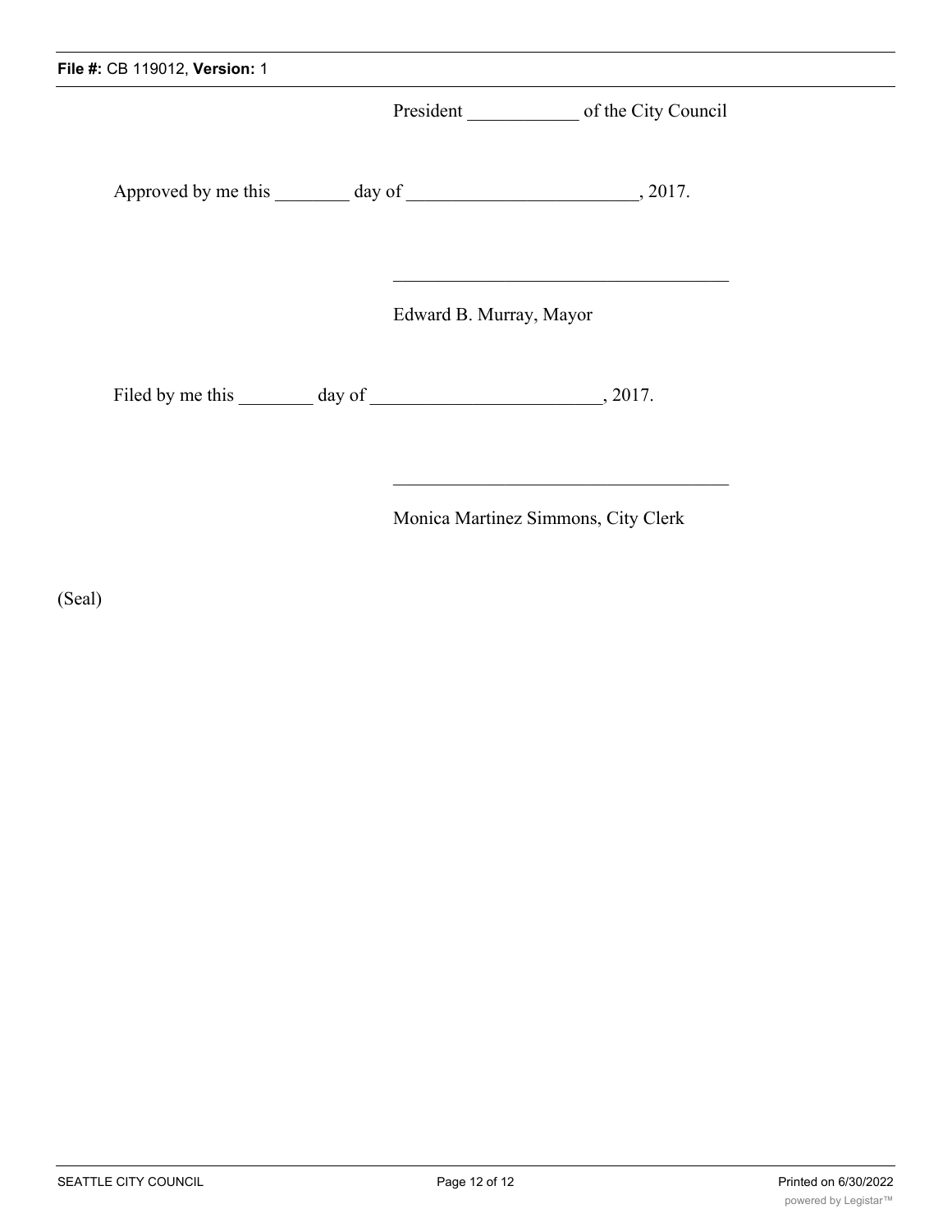President ____________ of the City Council

Approved by me this ________ day of _________________________, 2017.

____________________________________

Edward B. Murray, Mayor

Filed by me this ________ day of _________________________, 2017.

____________________________________

Monica Martinez Simmons, City Clerk

(Seal)